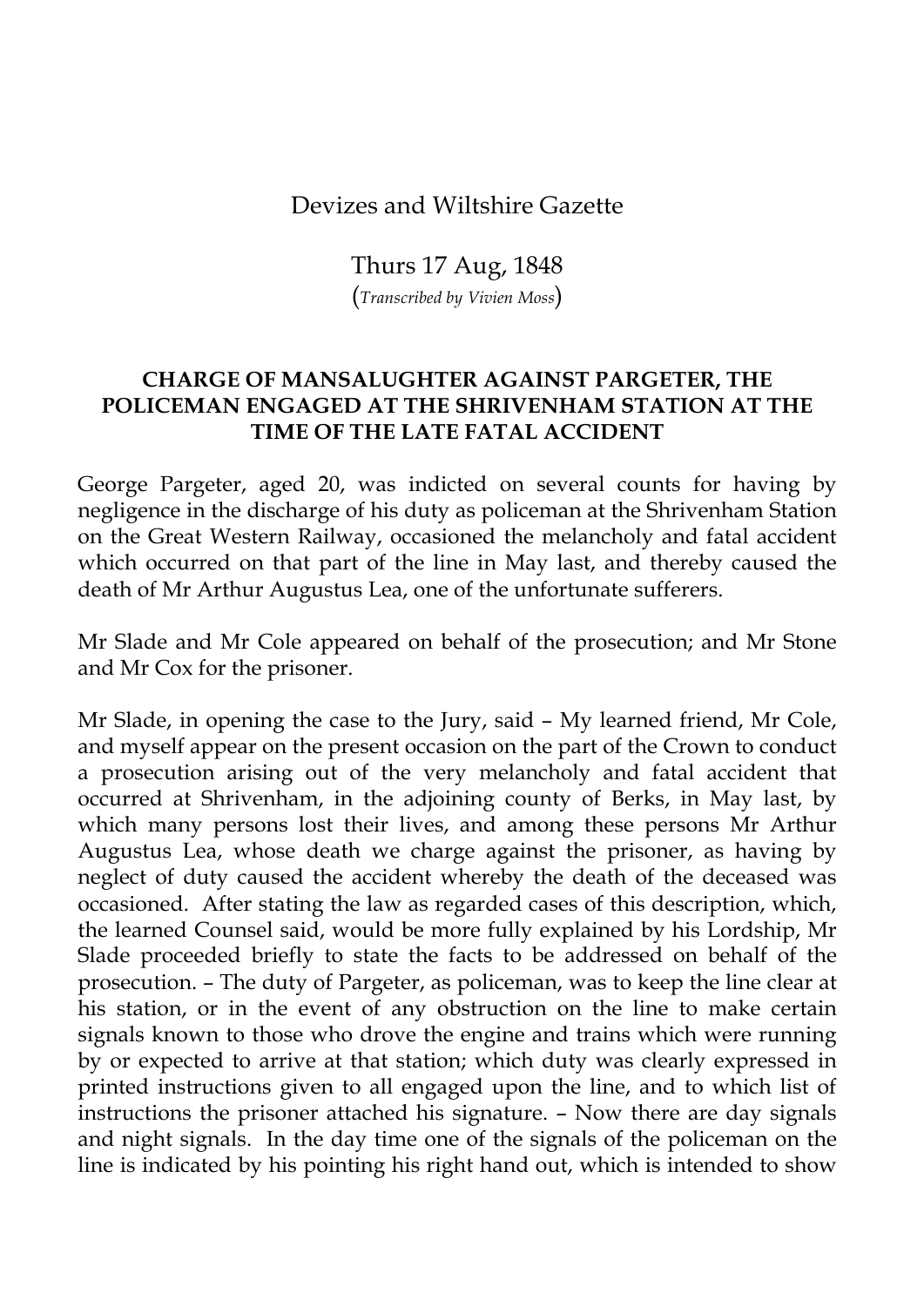Devizes and Wiltshire Gazette

Thurs 17 Aug, 1848

(*Transcribed by Vivien Moss*)

**CHARGE OF MANSALUGHTER AGAINST PARGETER, THE POLICEMAN ENGAGED AT THE SHRIVENHAM STATION AT THE TIME OF THE LATE FATAL ACCIDENT**

George Pargeter, aged 20, was indicted on several counts for having by negligence in the discharge of his duty as policeman at the Shrivenham Station on the Great Western Railway, occasioned the melancholy and fatal accident which occurred on that part of the line in May last, and thereby caused the death of Mr Arthur Augustus Lea, one of the unfortunate sufferers.

Mr Slade and Mr Cole appeared on behalf of the prosecution; and Mr Stone and Mr Cox for the prisoner.

Mr Slade, in opening the case to the Jury, said – My learned friend, Mr Cole, and myself appear on the present occasion on the part of the Crown to conduct a prosecution arising out of the very melancholy and fatal accident that occurred at Shrivenham, in the adjoining county of Berks, in May last, by which many persons lost their lives, and among these persons Mr Arthur Augustus Lea, whose death we charge against the prisoner, as having by neglect of duty caused the accident whereby the death of the deceased was occasioned. After stating the law as regarded cases of this description, which, the learned Counsel said, would be more fully explained by his Lordship, Mr Slade proceeded briefly to state the facts to be addressed on behalf of the prosecution. – The duty of Pargeter, as policeman, was to keep the line clear at his station, or in the event of any obstruction on the line to make certain signals known to those who drove the engine and trains which were running by or expected to arrive at that station; which duty was clearly expressed in printed instructions given to all engaged upon the line, and to which list of instructions the prisoner attached his signature. – Now there are day signals and night signals. In the day time one of the signals of the policeman on the line is indicated by his pointing his right hand out, which is intended to show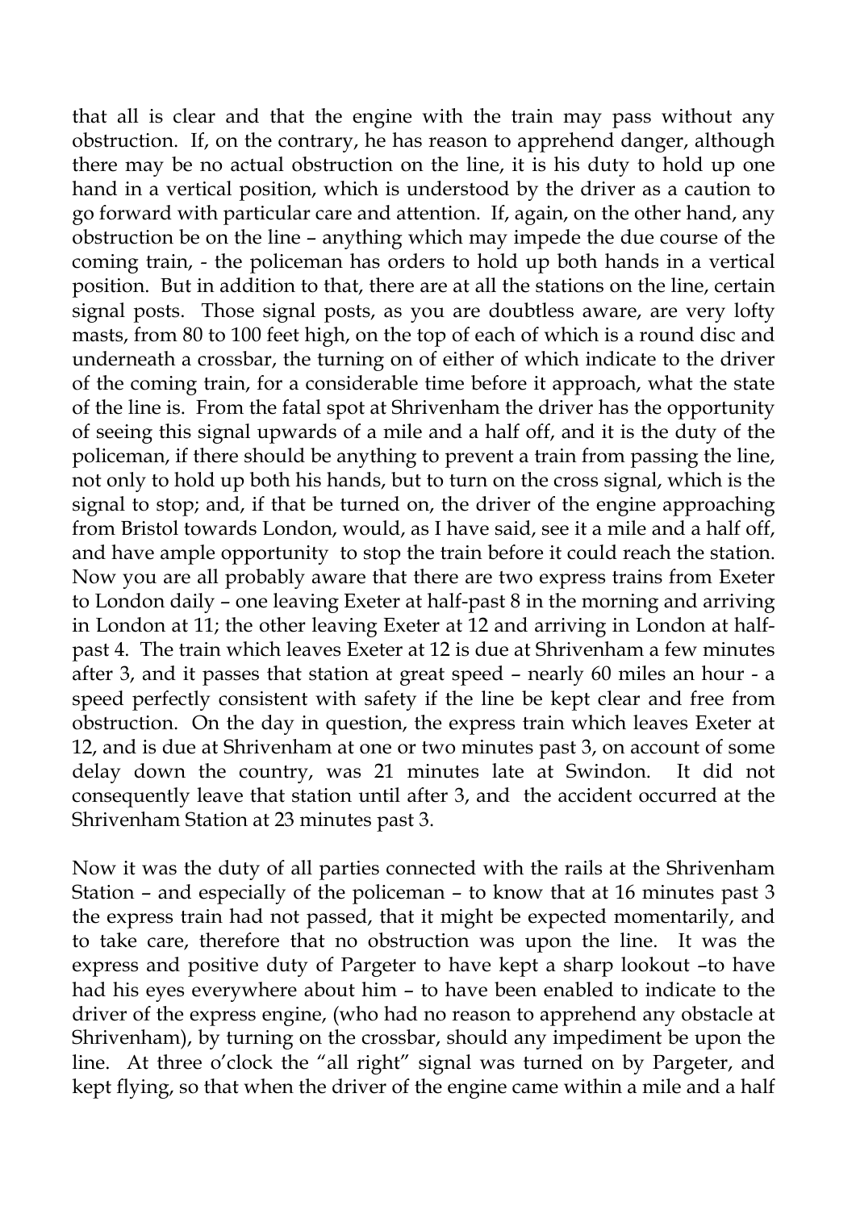that all is clear and that the engine with the train may pass without any obstruction. If, on the contrary, he has reason to apprehend danger, although there may be no actual obstruction on the line, it is his duty to hold up one hand in a vertical position, which is understood by the driver as a caution to go forward with particular care and attention. If, again, on the other hand, any obstruction be on the line – anything which may impede the due course of the coming train, - the policeman has orders to hold up both hands in a vertical position. But in addition to that, there are at all the stations on the line, certain signal posts. Those signal posts, as you are doubtless aware, are very lofty masts, from 80 to 100 feet high, on the top of each of which is a round disc and underneath a crossbar, the turning on of either of which indicate to the driver of the coming train, for a considerable time before it approach, what the state of the line is. From the fatal spot at Shrivenham the driver has the opportunity of seeing this signal upwards of a mile and a half off, and it is the duty of the policeman, if there should be anything to prevent a train from passing the line, not only to hold up both his hands, but to turn on the cross signal, which is the signal to stop; and, if that be turned on, the driver of the engine approaching from Bristol towards London, would, as I have said, see it a mile and a half off, and have ample opportunity to stop the train before it could reach the station. Now you are all probably aware that there are two express trains from Exeter to London daily – one leaving Exeter at half-past 8 in the morning and arriving in London at 11; the other leaving Exeter at 12 and arriving in London at half-past 4. The train which leaves Exeter at 12 is due at Shrivenham a few minutes after 3, and it passes that station at great speed – nearly 60 miles an hour - a speed perfectly consistent with safety if the line be kept clear and free from obstruction. On the day in question, the express train which leaves Exeter at 12, and is due at Shrivenham at one or two minutes past 3, on account of some delay down the country, was 21 minutes late at Swindon. It did not consequently leave that station until after 3, and the accident occurred at the Shrivenham Station at 23 minutes past 3.

Now it was the duty of all parties connected with the rails at the Shrivenham Station – and especially of the policeman – to know that at 16 minutes past 3 the express train had not passed, that it might be expected momentarily, and to take care, therefore that no obstruction was upon the line. It was the express and positive duty of Pargeter to have kept a sharp lookout –to have had his eyes everywhere about him – to have been enabled to indicate to the driver of the express engine, (who had no reason to apprehend any obstacle at Shrivenham), by turning on the crossbar, should any impediment be upon the line. At three o'clock the "all right" signal was turned on by Pargeter, and kept flying, so that when the driver of the engine came within a mile and a half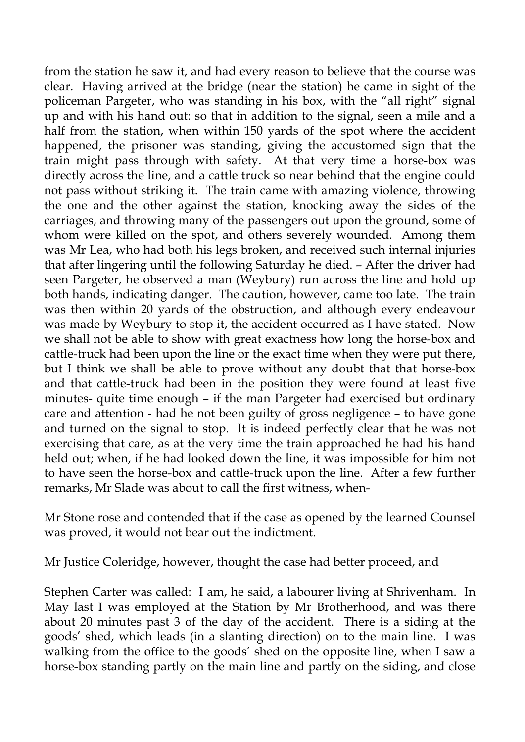from the station he saw it, and had every reason to believe that the course was clear. Having arrived at the bridge (near the station) he came in sight of the policeman Pargeter, who was standing in his box, with the "all right" signal up and with his hand out: so that in addition to the signal, seen a mile and a half from the station, when within 150 yards of the spot where the accident happened, the prisoner was standing, giving the accustomed sign that the train might pass through with safety. At that very time a horse-box was directly across the line, and a cattle truck so near behind that the engine could not pass without striking it. The train came with amazing violence, throwing the one and the other against the station, knocking away the sides of the carriages, and throwing many of the passengers out upon the ground, some of whom were killed on the spot, and others severely wounded. Among them was Mr Lea, who had both his legs broken, and received such internal injuries that after lingering until the following Saturday he died. – After the driver had seen Pargeter, he observed a man (Weybury) run across the line and hold up both hands, indicating danger. The caution, however, came too late. The train was then within 20 yards of the obstruction, and although every endeavour was made by Weybury to stop it, the accident occurred as I have stated. Now we shall not be able to show with great exactness how long the horse-box and cattle-truck had been upon the line or the exact time when they were put there, but I think we shall be able to prove without any doubt that that horse-box and that cattle-truck had been in the position they were found at least five minutes- quite time enough – if the man Pargeter had exercised but ordinary care and attention - had he not been guilty of gross negligence – to have gone and turned on the signal to stop. It is indeed perfectly clear that he was not exercising that care, as at the very time the train approached he had his hand held out; when, if he had looked down the line, it was impossible for him not to have seen the horse-box and cattle-truck upon the line. After a few further remarks, Mr Slade was about to call the first witness, when-

Mr Stone rose and contended that if the case as opened by the learned Counsel was proved, it would not bear out the indictment.

Mr Justice Coleridge, however, thought the case had better proceed, and

Stephen Carter was called: I am, he said, a labourer living at Shrivenham. In May last I was employed at the Station by Mr Brotherhood, and was there about 20 minutes past 3 of the day of the accident. There is a siding at the goods' shed, which leads (in a slanting direction) on to the main line. I was walking from the office to the goods' shed on the opposite line, when I saw a horse-box standing partly on the main line and partly on the siding, and close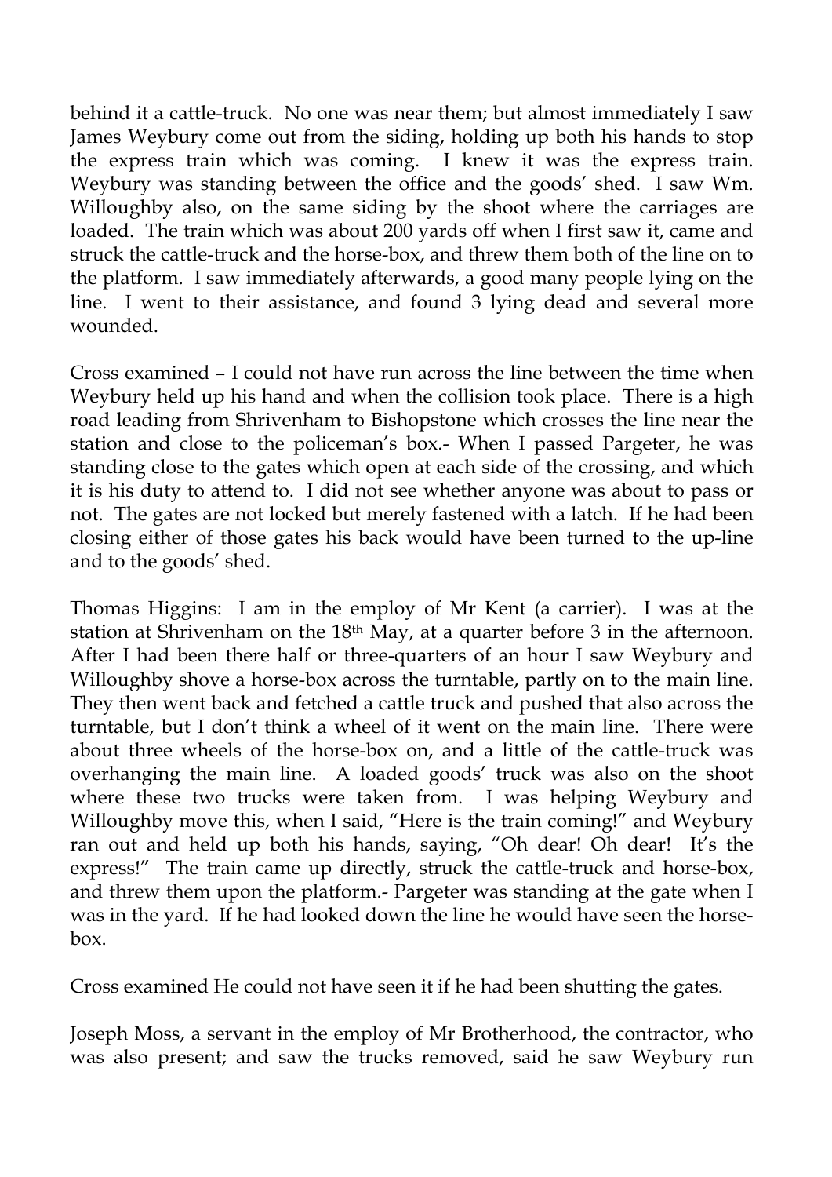behind it a cattle-truck. No one was near them; but almost immediately I saw James Weybury come out from the siding, holding up both his hands to stop the express train which was coming. I knew it was the express train. Weybury was standing between the office and the goods' shed. I saw Wm. Willoughby also, on the same siding by the shoot where the carriages are loaded. The train which was about 200 yards off when I first saw it, came and struck the cattle-truck and the horse-box, and threw them both of the line on to the platform. I saw immediately afterwards, a good many people lying on the line. I went to their assistance, and found 3 lying dead and several more wounded.

Cross examined – I could not have run across the line between the time when Weybury held up his hand and when the collision took place. There is a high road leading from Shrivenham to Bishopstone which crosses the line near the station and close to the policeman's box.- When I passed Pargeter, he was standing close to the gates which open at each side of the crossing, and which it is his duty to attend to. I did not see whether anyone was about to pass or not. The gates are not locked but merely fastened with a latch. If he had been closing either of those gates his back would have been turned to the up-line and to the goods' shed.

Thomas Higgins: I am in the employ of Mr Kent (a carrier). I was at the station at Shrivenham on the 18th May, at a quarter before 3 in the afternoon. After I had been there half or three-quarters of an hour I saw Weybury and Willoughby shove a horse-box across the turntable, partly on to the main line. They then went back and fetched a cattle truck and pushed that also across the turntable, but I don't think a wheel of it went on the main line. There were about three wheels of the horse-box on, and a little of the cattle-truck was overhanging the main line. A loaded goods' truck was also on the shoot where these two trucks were taken from. I was helping Weybury and Willoughby move this, when I said, "Here is the train coming!" and Weybury ran out and held up both his hands, saying, "Oh dear! Oh dear! It's the express!" The train came up directly, struck the cattle-truck and horse-box, and threw them upon the platform.- Pargeter was standing at the gate when I was in the yard. If he had looked down the line he would have seen the horse-box.

Cross examined He could not have seen it if he had been shutting the gates.

Joseph Moss, a servant in the employ of Mr Brotherhood, the contractor, who was also present; and saw the trucks removed, said he saw Weybury run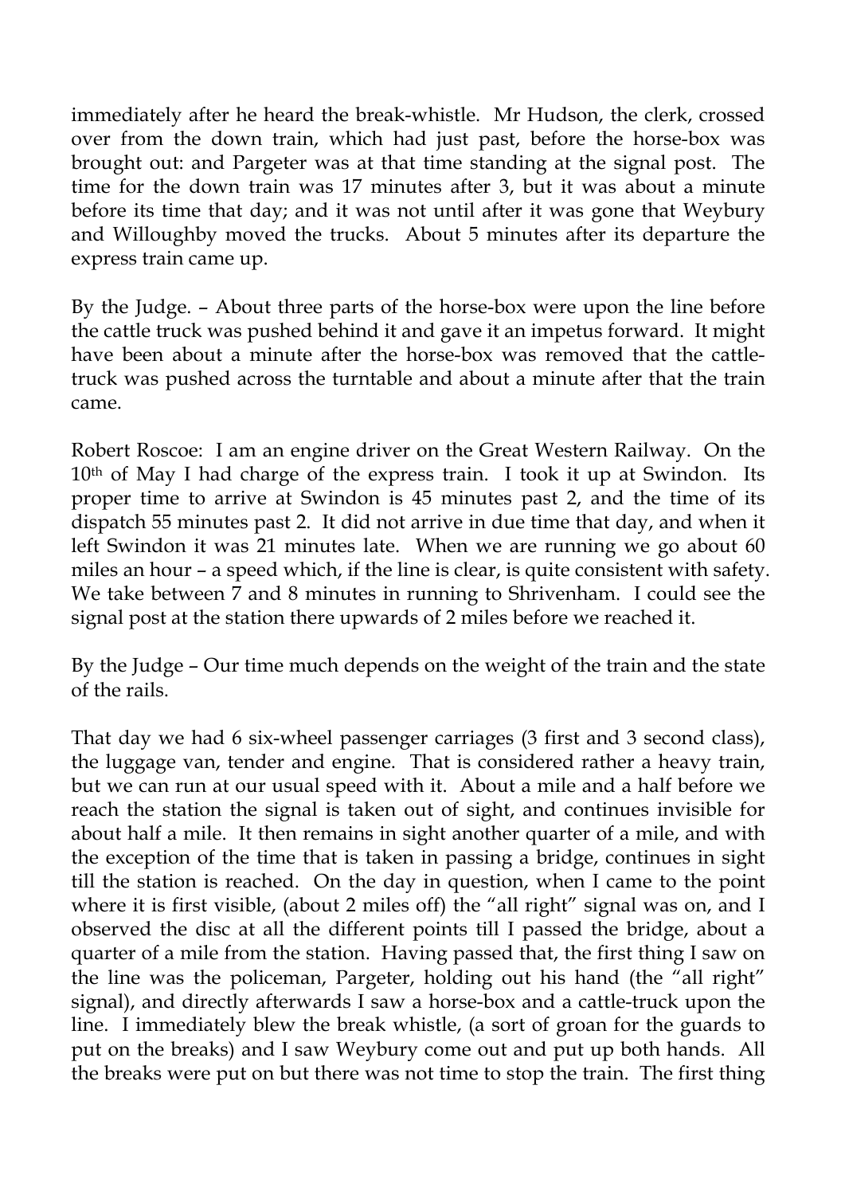immediately after he heard the break-whistle. Mr Hudson, the clerk, crossed over from the down train, which had just past, before the horse-box was brought out: and Pargeter was at that time standing at the signal post. The time for the down train was 17 minutes after 3, but it was about a minute before its time that day; and it was not until after it was gone that Weybury and Willoughby moved the trucks. About 5 minutes after its departure the express train came up.

By the Judge. – About three parts of the horse-box were upon the line before the cattle truck was pushed behind it and gave it an impetus forward. It might have been about a minute after the horse-box was removed that the cattle-truck was pushed across the turntable and about a minute after that the train came.

Robert Roscoe: I am an engine driver on the Great Western Railway. On the 10th of May I had charge of the express train. I took it up at Swindon. Its proper time to arrive at Swindon is 45 minutes past 2, and the time of its dispatch 55 minutes past 2. It did not arrive in due time that day, and when it left Swindon it was 21 minutes late. When we are running we go about 60 miles an hour – a speed which, if the line is clear, is quite consistent with safety. We take between 7 and 8 minutes in running to Shrivenham. I could see the signal post at the station there upwards of 2 miles before we reached it.

By the Judge – Our time much depends on the weight of the train and the state of the rails.

That day we had 6 six-wheel passenger carriages (3 first and 3 second class), the luggage van, tender and engine. That is considered rather a heavy train, but we can run at our usual speed with it. About a mile and a half before we reach the station the signal is taken out of sight, and continues invisible for about half a mile. It then remains in sight another quarter of a mile, and with the exception of the time that is taken in passing a bridge, continues in sight till the station is reached. On the day in question, when I came to the point where it is first visible, (about 2 miles off) the "all right" signal was on, and I observed the disc at all the different points till I passed the bridge, about a quarter of a mile from the station. Having passed that, the first thing I saw on the line was the policeman, Pargeter, holding out his hand (the "all right" signal), and directly afterwards I saw a horse-box and a cattle-truck upon the line. I immediately blew the break whistle, (a sort of groan for the guards to put on the breaks) and I saw Weybury come out and put up both hands. All the breaks were put on but there was not time to stop the train. The first thing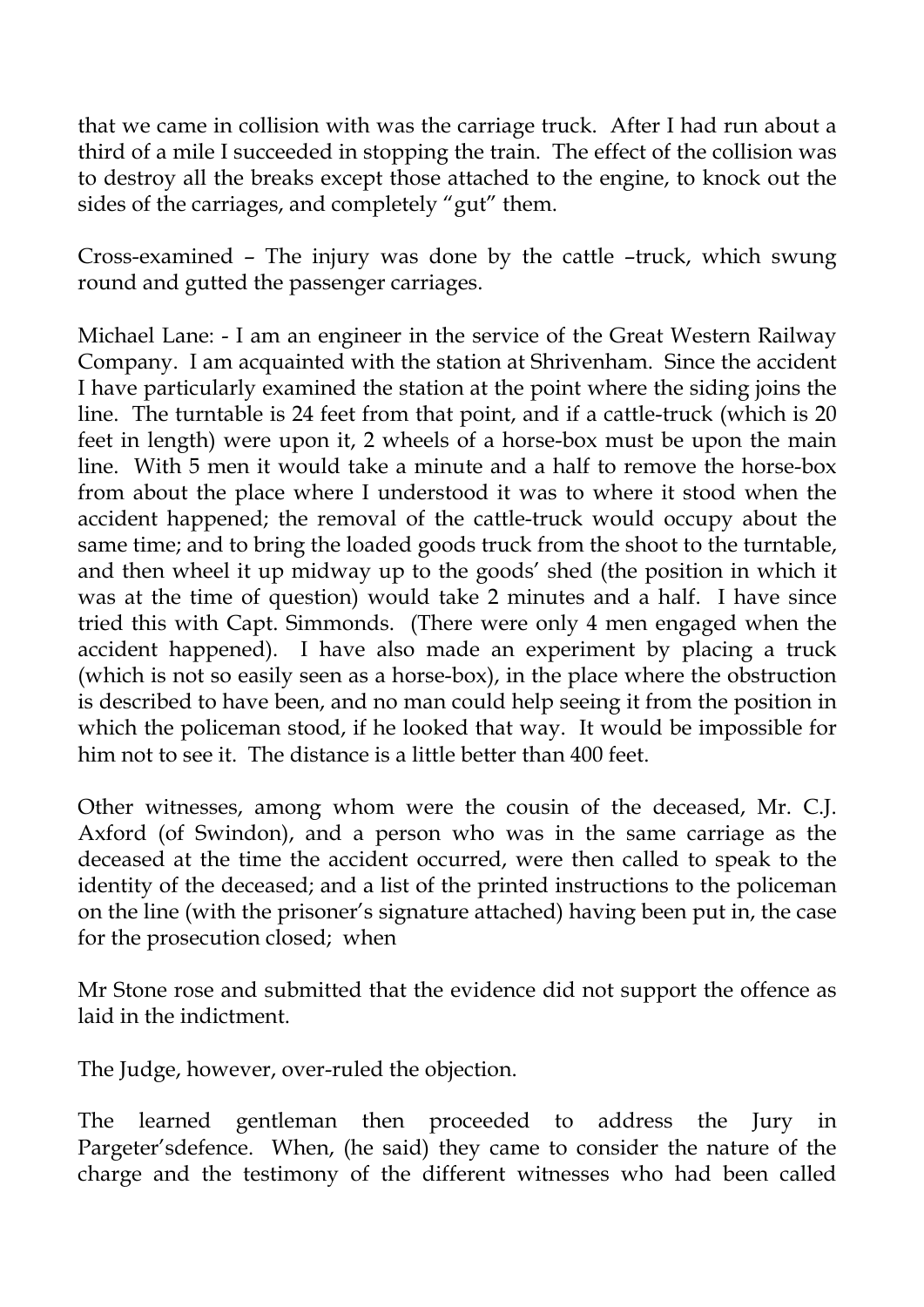that we came in collision with was the carriage truck. After I had run about a third of a mile I succeeded in stopping the train. The effect of the collision was to destroy all the breaks except those attached to the engine, to knock out the sides of the carriages, and completely "gut" them.

Cross-examined – The injury was done by the cattle –truck, which swung round and gutted the passenger carriages.

Michael Lane: - I am an engineer in the service of the Great Western Railway Company. I am acquainted with the station at Shrivenham. Since the accident I have particularly examined the station at the point where the siding joins the line. The turntable is 24 feet from that point, and if a cattle-truck (which is 20 feet in length) were upon it, 2 wheels of a horse-box must be upon the main line. With 5 men it would take a minute and a half to remove the horse-box from about the place where I understood it was to where it stood when the accident happened; the removal of the cattle-truck would occupy about the same time; and to bring the loaded goods truck from the shoot to the turntable, and then wheel it up midway up to the goods' shed (the position in which it was at the time of question) would take 2 minutes and a half. I have since tried this with Capt. Simmonds. (There were only 4 men engaged when the accident happened). I have also made an experiment by placing a truck (which is not so easily seen as a horse-box), in the place where the obstruction is described to have been, and no man could help seeing it from the position in which the policeman stood, if he looked that way. It would be impossible for him not to see it. The distance is a little better than 400 feet.

Other witnesses, among whom were the cousin of the deceased, Mr. C.J. Axford (of Swindon), and a person who was in the same carriage as the deceased at the time the accident occurred, were then called to speak to the identity of the deceased; and a list of the printed instructions to the policeman on the line (with the prisoner's signature attached) having been put in, the case for the prosecution closed; when

Mr Stone rose and submitted that the evidence did not support the offence as laid in the indictment.

The Judge, however, over-ruled the objection.

The learned gentleman then proceeded to address the Jury in Pargeter'sdefence. When, (he said) they came to consider the nature of the charge and the testimony of the different witnesses who had been called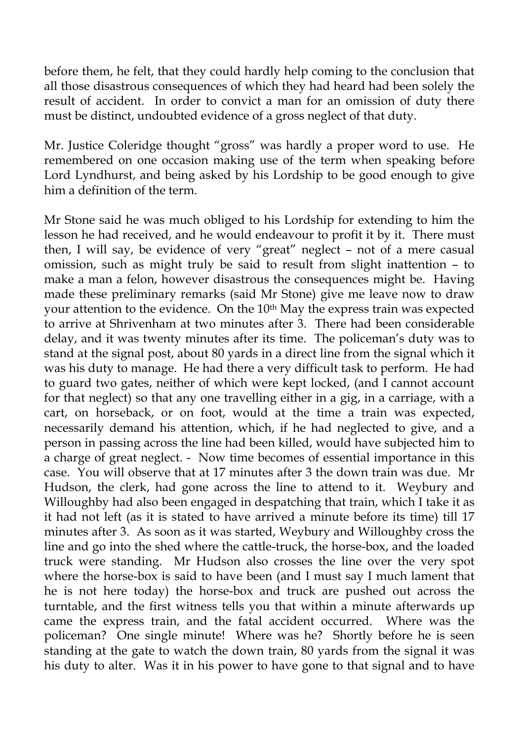before them, he felt, that they could hardly help coming to the conclusion that all those disastrous consequences of which they had heard had been solely the result of accident. In order to convict a man for an omission of duty there must be distinct, undoubted evidence of a gross neglect of that duty.

Mr. Justice Coleridge thought "gross" was hardly a proper word to use. He remembered on one occasion making use of the term when speaking before Lord Lyndhurst, and being asked by his Lordship to be good enough to give him a definition of the term.

Mr Stone said he was much obliged to his Lordship for extending to him the lesson he had received, and he would endeavour to profit it by it. There must then, I will say, be evidence of very "great" neglect – not of a mere casual omission, such as might truly be said to result from slight inattention – to make a man a felon, however disastrous the consequences might be. Having made these preliminary remarks (said Mr Stone) give me leave now to draw your attention to the evidence. On the 10th May the express train was expected to arrive at Shrivenham at two minutes after 3. There had been considerable delay, and it was twenty minutes after its time. The policeman's duty was to stand at the signal post, about 80 yards in a direct line from the signal which it was his duty to manage. He had there a very difficult task to perform. He had to guard two gates, neither of which were kept locked, (and I cannot account for that neglect) so that any one travelling either in a gig, in a carriage, with a cart, on horseback, or on foot, would at the time a train was expected, necessarily demand his attention, which, if he had neglected to give, and a person in passing across the line had been killed, would have subjected him to a charge of great neglect. - Now time becomes of essential importance in this case. You will observe that at 17 minutes after 3 the down train was due. Mr Hudson, the clerk, had gone across the line to attend to it. Weybury and Willoughby had also been engaged in despatching that train, which I take it as it had not left (as it is stated to have arrived a minute before its time) till 17 minutes after 3. As soon as it was started, Weybury and Willoughby cross the line and go into the shed where the cattle-truck, the horse-box, and the loaded truck were standing. Mr Hudson also crosses the line over the very spot where the horse-box is said to have been (and I must say I much lament that he is not here today) the horse-box and truck are pushed out across the turntable, and the first witness tells you that within a minute afterwards up came the express train, and the fatal accident occurred. Where was the policeman? One single minute! Where was he? Shortly before he is seen standing at the gate to watch the down train, 80 yards from the signal it was his duty to alter. Was it in his power to have gone to that signal and to have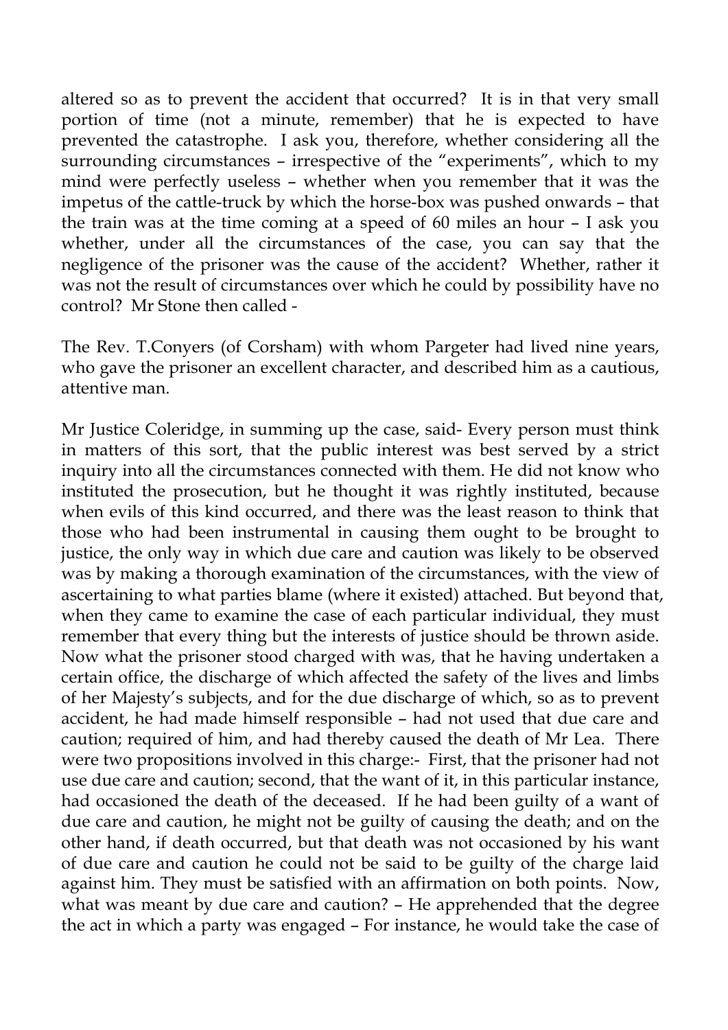altered so as to prevent the accident that occurred? It is in that very small portion of time (not a minute, remember) that he is expected to have prevented the catastrophe. I ask you, therefore, whether considering all the surrounding circumstances – irrespective of the "experiments", which to my mind were perfectly useless – whether when you remember that it was the impetus of the cattle-truck by which the horse-box was pushed onwards – that the train was at the time coming at a speed of 60 miles an hour – I ask you whether, under all the circumstances of the case, you can say that the negligence of the prisoner was the cause of the accident? Whether, rather it was not the result of circumstances over which he could by possibility have no control? Mr Stone then called -

The Rev. T.Conyers (of Corsham) with whom Pargeter had lived nine years, who gave the prisoner an excellent character, and described him as a cautious, attentive man.

Mr Justice Coleridge, in summing up the case, said- Every person must think in matters of this sort, that the public interest was best served by a strict inquiry into all the circumstances connected with them. He did not know who instituted the prosecution, but he thought it was rightly instituted, because when evils of this kind occurred, and there was the least reason to think that those who had been instrumental in causing them ought to be brought to justice, the only way in which due care and caution was likely to be observed was by making a thorough examination of the circumstances, with the view of ascertaining to what parties blame (where it existed) attached. But beyond that, when they came to examine the case of each particular individual, they must remember that every thing but the interests of justice should be thrown aside. Now what the prisoner stood charged with was, that he having undertaken a certain office, the discharge of which affected the safety of the lives and limbs of her Majesty's subjects, and for the due discharge of which, so as to prevent accident, he had made himself responsible – had not used that due care and caution; required of him, and had thereby caused the death of Mr Lea. There were two propositions involved in this charge:- First, that the prisoner had not use due care and caution; second, that the want of it, in this particular instance, had occasioned the death of the deceased. If he had been guilty of a want of due care and caution, he might not be guilty of causing the death; and on the other hand, if death occurred, but that death was not occasioned by his want of due care and caution he could not be said to be guilty of the charge laid against him. They must be satisfied with an affirmation on both points. Now, what was meant by due care and caution? – He apprehended that the degree the act in which a party was engaged – For instance, he would take the case of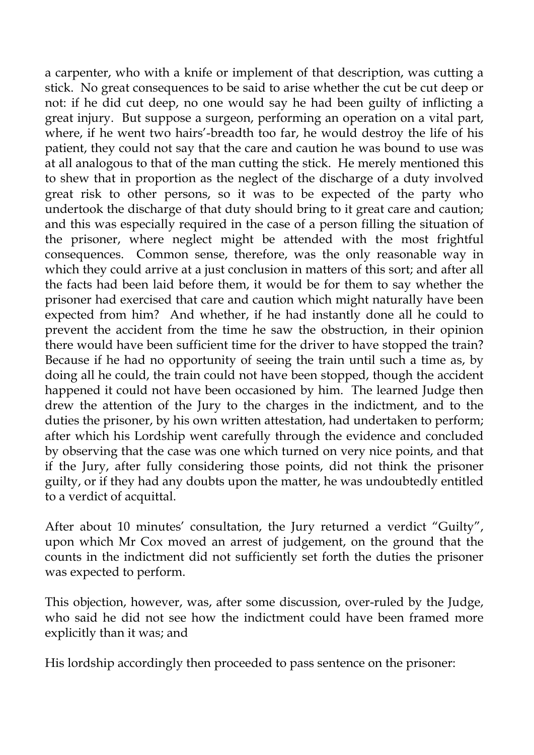a carpenter, who with a knife or implement of that description, was cutting a stick. No great consequences to be said to arise whether the cut be cut deep or not: if he did cut deep, no one would say he had been guilty of inflicting a great injury. But suppose a surgeon, performing an operation on a vital part, where, if he went two hairs'-breadth too far, he would destroy the life of his patient, they could not say that the care and caution he was bound to use was at all analogous to that of the man cutting the stick. He merely mentioned this to shew that in proportion as the neglect of the discharge of a duty involved great risk to other persons, so it was to be expected of the party who undertook the discharge of that duty should bring to it great care and caution; and this was especially required in the case of a person filling the situation of the prisoner, where neglect might be attended with the most frightful consequences. Common sense, therefore, was the only reasonable way in which they could arrive at a just conclusion in matters of this sort; and after all the facts had been laid before them, it would be for them to say whether the prisoner had exercised that care and caution which might naturally have been expected from him? And whether, if he had instantly done all he could to prevent the accident from the time he saw the obstruction, in their opinion there would have been sufficient time for the driver to have stopped the train? Because if he had no opportunity of seeing the train until such a time as, by doing all he could, the train could not have been stopped, though the accident happened it could not have been occasioned by him. The learned Judge then drew the attention of the Jury to the charges in the indictment, and to the duties the prisoner, by his own written attestation, had undertaken to perform; after which his Lordship went carefully through the evidence and concluded by observing that the case was one which turned on very nice points, and that if the Jury, after fully considering those points, did not think the prisoner guilty, or if they had any doubts upon the matter, he was undoubtedly entitled to a verdict of acquittal.

After about 10 minutes' consultation, the Jury returned a verdict "Guilty", upon which Mr Cox moved an arrest of judgement, on the ground that the counts in the indictment did not sufficiently set forth the duties the prisoner was expected to perform.

This objection, however, was, after some discussion, over-ruled by the Judge, who said he did not see how the indictment could have been framed more explicitly than it was; and

His lordship accordingly then proceeded to pass sentence on the prisoner: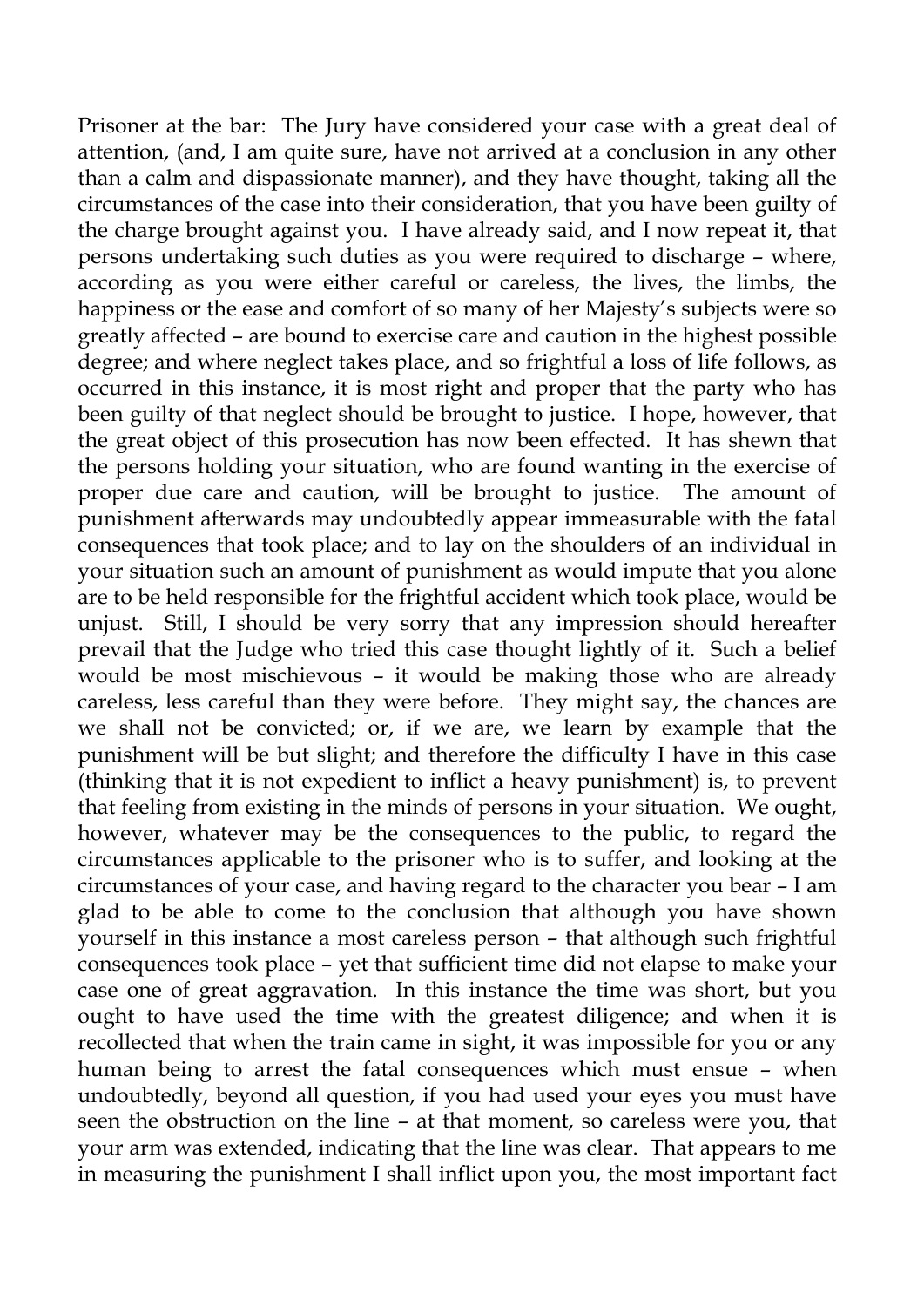Prisoner at the bar: The Jury have considered your case with a great deal of attention, (and, I am quite sure, have not arrived at a conclusion in any other than a calm and dispassionate manner), and they have thought, taking all the circumstances of the case into their consideration, that you have been guilty of the charge brought against you. I have already said, and I now repeat it, that persons undertaking such duties as you were required to discharge – where, according as you were either careful or careless, the lives, the limbs, the happiness or the ease and comfort of so many of her Majesty's subjects were so greatly affected – are bound to exercise care and caution in the highest possible degree; and where neglect takes place, and so frightful a loss of life follows, as occurred in this instance, it is most right and proper that the party who has been guilty of that neglect should be brought to justice. I hope, however, that the great object of this prosecution has now been effected. It has shewn that the persons holding your situation, who are found wanting in the exercise of proper due care and caution, will be brought to justice. The amount of punishment afterwards may undoubtedly appear immeasurable with the fatal consequences that took place; and to lay on the shoulders of an individual in your situation such an amount of punishment as would impute that you alone are to be held responsible for the frightful accident which took place, would be unjust. Still, I should be very sorry that any impression should hereafter prevail that the Judge who tried this case thought lightly of it. Such a belief would be most mischievous – it would be making those who are already careless, less careful than they were before. They might say, the chances are we shall not be convicted; or, if we are, we learn by example that the punishment will be but slight; and therefore the difficulty I have in this case (thinking that it is not expedient to inflict a heavy punishment) is, to prevent that feeling from existing in the minds of persons in your situation. We ought, however, whatever may be the consequences to the public, to regard the circumstances applicable to the prisoner who is to suffer, and looking at the circumstances of your case, and having regard to the character you bear – I am glad to be able to come to the conclusion that although you have shown yourself in this instance a most careless person – that although such frightful consequences took place – yet that sufficient time did not elapse to make your case one of great aggravation. In this instance the time was short, but you ought to have used the time with the greatest diligence; and when it is recollected that when the train came in sight, it was impossible for you or any human being to arrest the fatal consequences which must ensue – when undoubtedly, beyond all question, if you had used your eyes you must have seen the obstruction on the line – at that moment, so careless were you, that your arm was extended, indicating that the line was clear. That appears to me in measuring the punishment I shall inflict upon you, the most important fact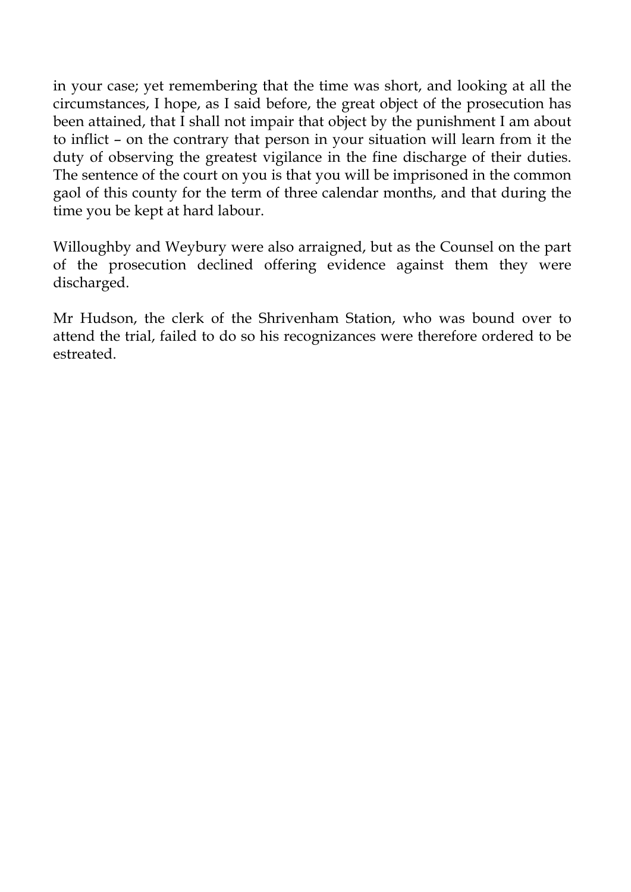in your case; yet remembering that the time was short, and looking at all the circumstances, I hope, as I said before, the great object of the prosecution has been attained, that I shall not impair that object by the punishment I am about to inflict – on the contrary that person in your situation will learn from it the duty of observing the greatest vigilance in the fine discharge of their duties. The sentence of the court on you is that you will be imprisoned in the common gaol of this county for the term of three calendar months, and that during the time you be kept at hard labour.

Willoughby and Weybury were also arraigned, but as the Counsel on the part of the prosecution declined offering evidence against them they were discharged.

Mr Hudson, the clerk of the Shrivenham Station, who was bound over to attend the trial, failed to do so his recognizances were therefore ordered to be estreated.